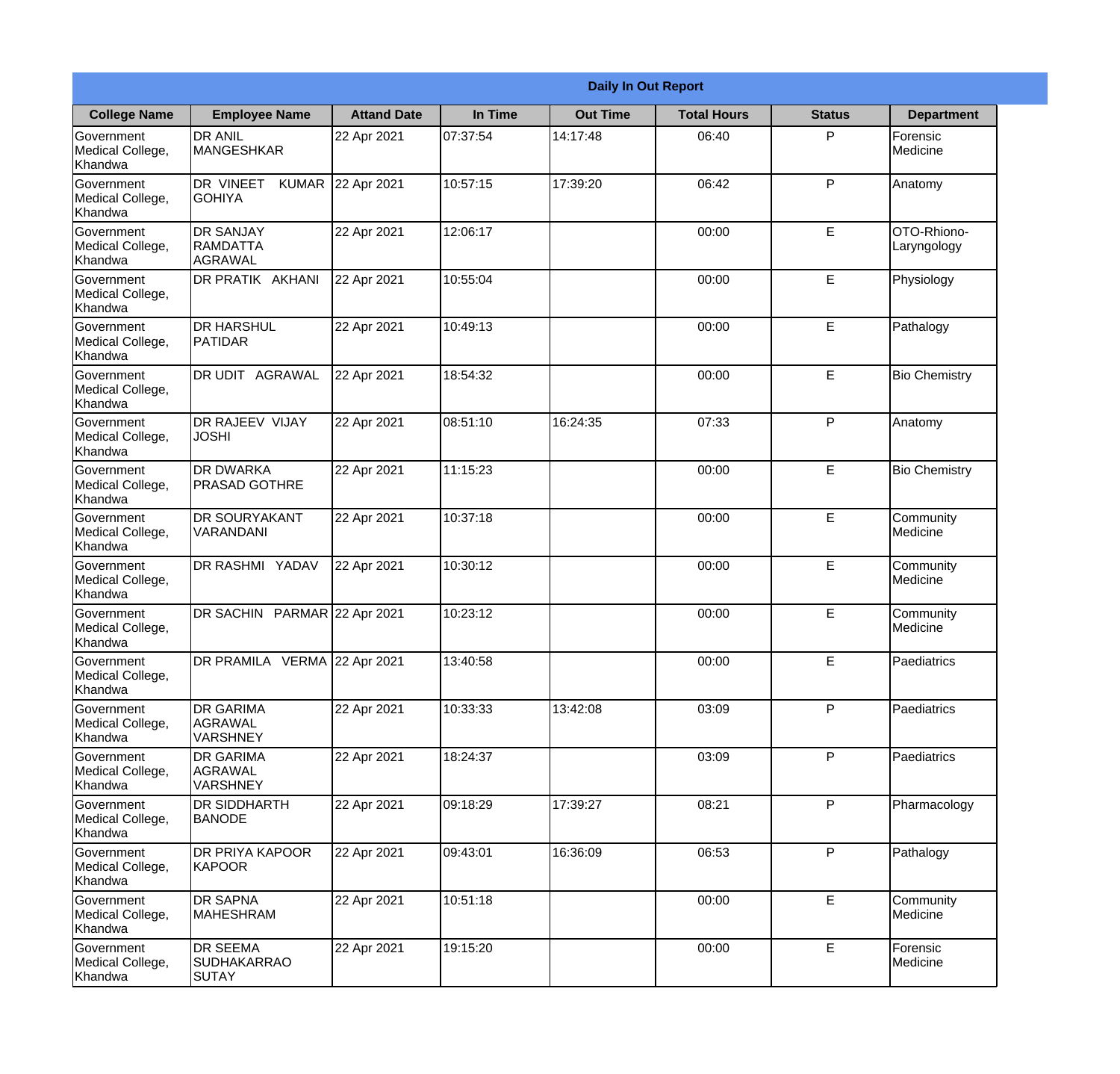| Daily In Out Report | | | | | | | |
|---|---|---|---|---|---|---|---|
| **College Name** | **Employee Name** | **Attand Date** | **In Time** | **Out Time** | **Total Hours** | **Status** | **Department** |
| Government Medical College, Khandwa | DR ANIL MANGESHKAR | 22 Apr 2021 | 07:37:54 | 14:17:48 | 06:40 | P | Forensic Medicine |
| Government Medical College, Khandwa | DR VINEET KUMAR GOHIYA | 22 Apr 2021 | 10:57:15 | 17:39:20 | 06:42 | P | Anatomy |
| Government Medical College, Khandwa | DR SANJAY RAMDATTA AGRAWAL | 22 Apr 2021 | 12:06:17 | | 00:00 | E | OTO-Rhiono-Laryngology |
| Government Medical College, Khandwa | DR PRATIK AKHANI | 22 Apr 2021 | 10:55:04 | | 00:00 | E | Physiology |
| Government Medical College, Khandwa | DR HARSHUL PATIDAR | 22 Apr 2021 | 10:49:13 | | 00:00 | E | Pathalogy |
| Government Medical College, Khandwa | DR UDIT AGRAWAL | 22 Apr 2021 | 18:54:32 | | 00:00 | E | Bio Chemistry |
| Government Medical College, Khandwa | DR RAJEEV VIJAY JOSHI | 22 Apr 2021 | 08:51:10 | 16:24:35 | 07:33 | P | Anatomy |
| Government Medical College, Khandwa | DR DWARKA PRASAD GOTHRE | 22 Apr 2021 | 11:15:23 | | 00:00 | E | Bio Chemistry |
| Government Medical College, Khandwa | DR SOURYAKANT VARANDANI | 22 Apr 2021 | 10:37:18 | | 00:00 | E | Community Medicine |
| Government Medical College, Khandwa | DR RASHMI YADAV | 22 Apr 2021 | 10:30:12 | | 00:00 | E | Community Medicine |
| Government Medical College, Khandwa | DR SACHIN PARMAR | 22 Apr 2021 | 10:23:12 | | 00:00 | E | Community Medicine |
| Government Medical College, Khandwa | DR PRAMILA VERMA | 22 Apr 2021 | 13:40:58 | | 00:00 | E | Paediatrics |
| Government Medical College, Khandwa | DR GARIMA AGRAWAL VARSHNEY | 22 Apr 2021 | 10:33:33 | 13:42:08 | 03:09 | P | Paediatrics |
| Government Medical College, Khandwa | DR GARIMA AGRAWAL VARSHNEY | 22 Apr 2021 | 18:24:37 | | 03:09 | P | Paediatrics |
| Government Medical College, Khandwa | DR SIDDHARTH BANODE | 22 Apr 2021 | 09:18:29 | 17:39:27 | 08:21 | P | Pharmacology |
| Government Medical College, Khandwa | DR PRIYA KAPOOR KAPOOR | 22 Apr 2021 | 09:43:01 | 16:36:09 | 06:53 | P | Pathalogy |
| Government Medical College, Khandwa | DR SAPNA MAHESHRAM | 22 Apr 2021 | 10:51:18 | | 00:00 | E | Community Medicine |
| Government Medical College, Khandwa | DR SEEMA SUDHAKARRAO SUTAY | 22 Apr 2021 | 19:15:20 | | 00:00 | E | Forensic Medicine |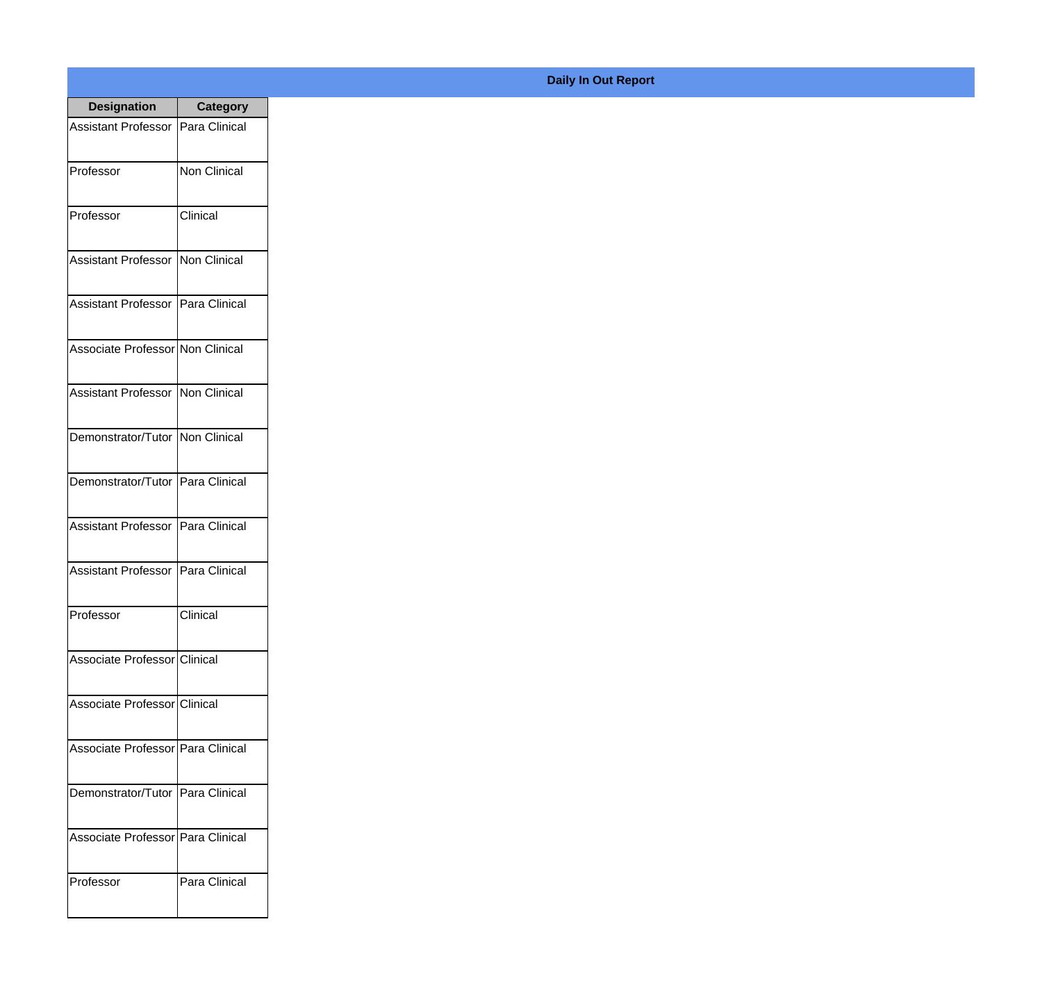**Daily In Out Report**

| Designation | Category |
|---|---|
| Assistant Professor | Para Clinical |
| Professor | Non Clinical |
| Professor | Clinical |
| Assistant Professor | Non Clinical |
| Assistant Professor | Para Clinical |
| Associate Professor | Non Clinical |
| Assistant Professor | Non Clinical |
| Demonstrator/Tutor | Non Clinical |
| Demonstrator/Tutor | Para Clinical |
| Assistant Professor | Para Clinical |
| Assistant Professor | Para Clinical |
| Professor | Clinical |
| Associate Professor | Clinical |
| Associate Professor | Clinical |
| Associate Professor | Para Clinical |
| Demonstrator/Tutor | Para Clinical |
| Associate Professor | Para Clinical |
| Professor | Para Clinical |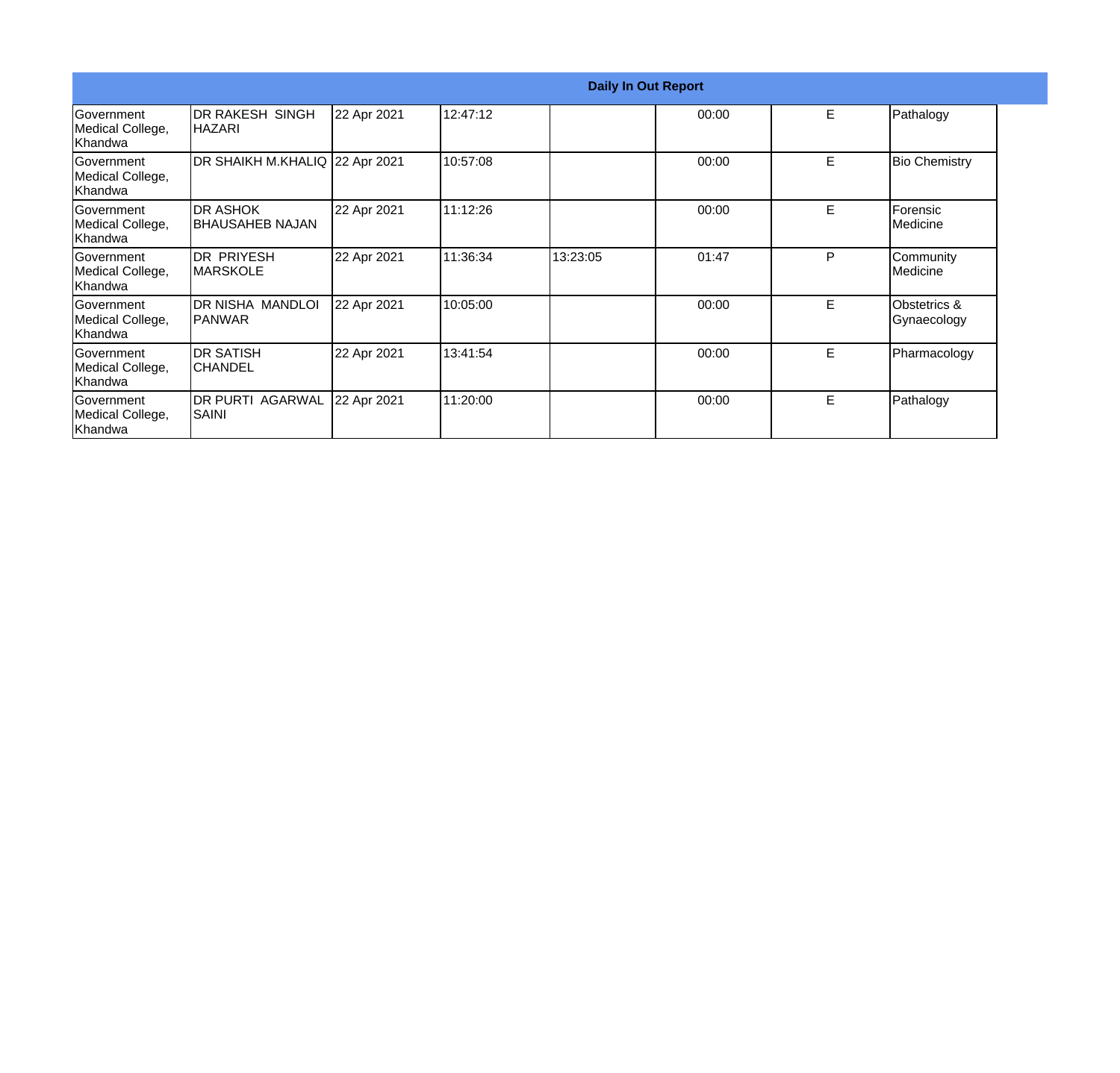**Daily In Out Report**

| | | | | | | | |
|---|---|---|---|---|---|---|---|
| Government Medical College, Khandwa | DR RAKESH SINGH HAZARI | 22 Apr 2021 | 12:47:12 | | 00:00 | E | Pathalogy |
| Government Medical College, Khandwa | DR SHAIKH M.KHALIQ | 22 Apr 2021 | 10:57:08 | | 00:00 | E | Bio Chemistry |
| Government Medical College, Khandwa | DR ASHOK BHAUSAHEB NAJAN | 22 Apr 2021 | 11:12:26 | | 00:00 | E | Forensic Medicine |
| Government Medical College, Khandwa | DR PRIYESH MARSKOLE | 22 Apr 2021 | 11:36:34 | 13:23:05 | 01:47 | P | Community Medicine |
| Government Medical College, Khandwa | DR NISHA MANDLOI PANWAR | 22 Apr 2021 | 10:05:00 | | 00:00 | E | Obstetrics & Gynaecology |
| Government Medical College, Khandwa | DR SATISH CHANDEL | 22 Apr 2021 | 13:41:54 | | 00:00 | E | Pharmacology |
| Government Medical College, Khandwa | DR PURTI AGARWAL SAINI | 22 Apr 2021 | 11:20:00 | | 00:00 | E | Pathalogy |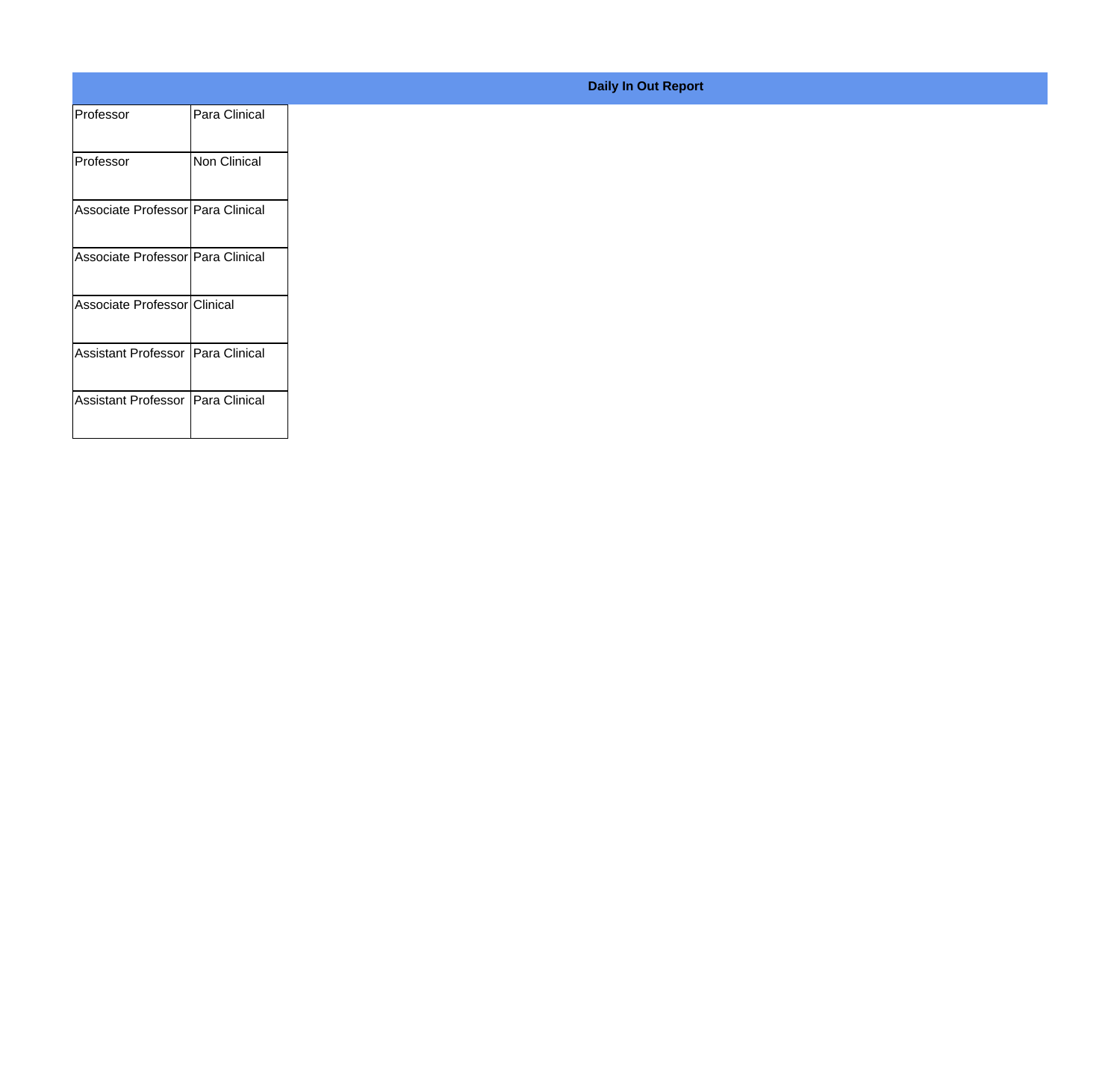**Daily In Out Report**

| | |
|---|---|
| Professor | Para Clinical |
| Professor | Non Clinical |
| Associate Professor | Para Clinical |
| Associate Professor | Para Clinical |
| Associate Professor | Clinical |
| Assistant Professor | Para Clinical |
| Assistant Professor | Para Clinical |